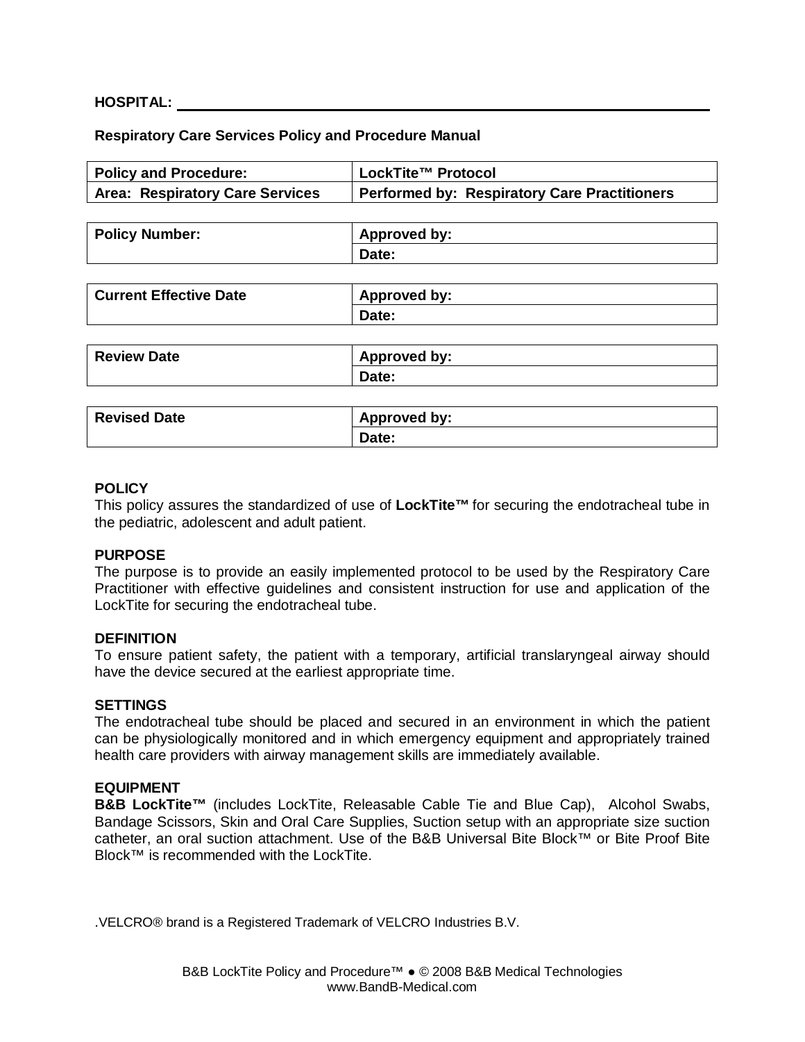**HOSPITAL:** \_\_\_\_\_\_\_\_\_\_\_\_\_\_\_\_\_\_\_\_\_\_\_\_\_\_\_\_\_\_\_\_\_\_\_\_\_\_\_\_

**Respiratory Care Services Policy and Procedure Manual**

| **Policy and Procedure:** | **LockTite™ Protocol** |
|---|---|
| **Area: Respiratory Care Services** | **Performed by: Respiratory Care Practitioners** |

| **Policy Number:** | **Approved by:** |
|---|---|
| | **Date:** |

| **Current Effective Date** | **Approved by:** |
|---|---|
| | **Date:** |

| **Review Date** | **Approved by:** |
|---|---|
| | **Date:** |

| **Revised Date** | **Approved by:** |
|---|---|
| | **Date:** |

**POLICY**

This policy assures the standardized of use of **LockTite™** for securing the endotracheal tube in the pediatric, adolescent and adult patient.

**PURPOSE**

The purpose is to provide an easily implemented protocol to be used by the Respiratory Care Practitioner with effective guidelines and consistent instruction for use and application of the LockTite for securing the endotracheal tube.

**DEFINITION**

To ensure patient safety, the patient with a temporary, artificial translaryngeal airway should have the device secured at the earliest appropriate time.

**SETTINGS**

The endotracheal tube should be placed and secured in an environment in which the patient can be physiologically monitored and in which emergency equipment and appropriately trained health care providers with airway management skills are immediately available.

**EQUIPMENT**

**B&B LockTite™** (includes LockTite, Releasable Cable Tie and Blue Cap), Alcohol Swabs, Bandage Scissors, Skin and Oral Care Supplies, Suction setup with an appropriate size suction catheter, an oral suction attachment. Use of the B&B Universal Bite Block™ or Bite Proof Bite Block™ is recommended with the LockTite.

.VELCRO® brand is a Registered Trademark of VELCRO Industries B.V.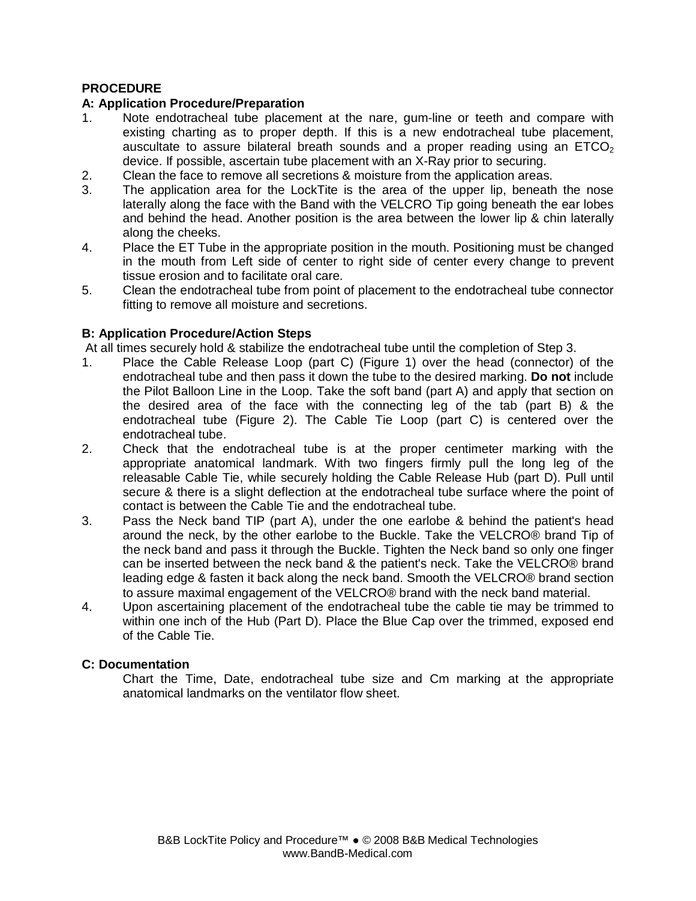**PROCEDURE**

**A: Application Procedure/Preparation**

1. Note endotracheal tube placement at the nare, gum-line or teeth and compare with existing charting as to proper depth. If this is a new endotracheal tube placement, auscultate to assure bilateral breath sounds and a proper reading using an $ETCO_2$ device. If possible, ascertain tube placement with an X-Ray prior to securing.
2. Clean the face to remove all secretions & moisture from the application areas.
3. The application area for the LockTite is the area of the upper lip, beneath the nose laterally along the face with the Band with the VELCRO Tip going beneath the ear lobes and behind the head. Another position is the area between the lower lip & chin laterally along the cheeks.
4. Place the ET Tube in the appropriate position in the mouth. Positioning must be changed in the mouth from Left side of center to right side of center every change to prevent tissue erosion and to facilitate oral care.
5. Clean the endotracheal tube from point of placement to the endotracheal tube connector fitting to remove all moisture and secretions.

**B: Application Procedure/Action Steps**

At all times securely hold & stabilize the endotracheal tube until the completion of Step 3.

1. Place the Cable Release Loop (part C) (Figure 1) over the head (connector) of the endotracheal tube and then pass it down the tube to the desired marking. **Do not** include the Pilot Balloon Line in the Loop. Take the soft band (part A) and apply that section on the desired area of the face with the connecting leg of the tab (part B) & the endotracheal tube (Figure 2). The Cable Tie Loop (part C) is centered over the endotracheal tube.
2. Check that the endotracheal tube is at the proper centimeter marking with the appropriate anatomical landmark. With two fingers firmly pull the long leg of the releasable Cable Tie, while securely holding the Cable Release Hub (part D). Pull until secure & there is a slight deflection at the endotracheal tube surface where the point of contact is between the Cable Tie and the endotracheal tube.
3. Pass the Neck band TIP (part A), under the one earlobe & behind the patient's head around the neck, by the other earlobe to the Buckle. Take the VELCRO® brand Tip of the neck band and pass it through the Buckle. Tighten the Neck band so only one finger can be inserted between the neck band & the patient's neck. Take the VELCRO® brand leading edge & fasten it back along the neck band. Smooth the VELCRO® brand section to assure maximal engagement of the VELCRO® brand with the neck band material.
4. Upon ascertaining placement of the endotracheal tube the cable tie may be trimmed to within one inch of the Hub (Part D). Place the Blue Cap over the trimmed, exposed end of the Cable Tie.

**C: Documentation**

Chart the Time, Date, endotracheal tube size and Cm marking at the appropriate anatomical landmarks on the ventilator flow sheet.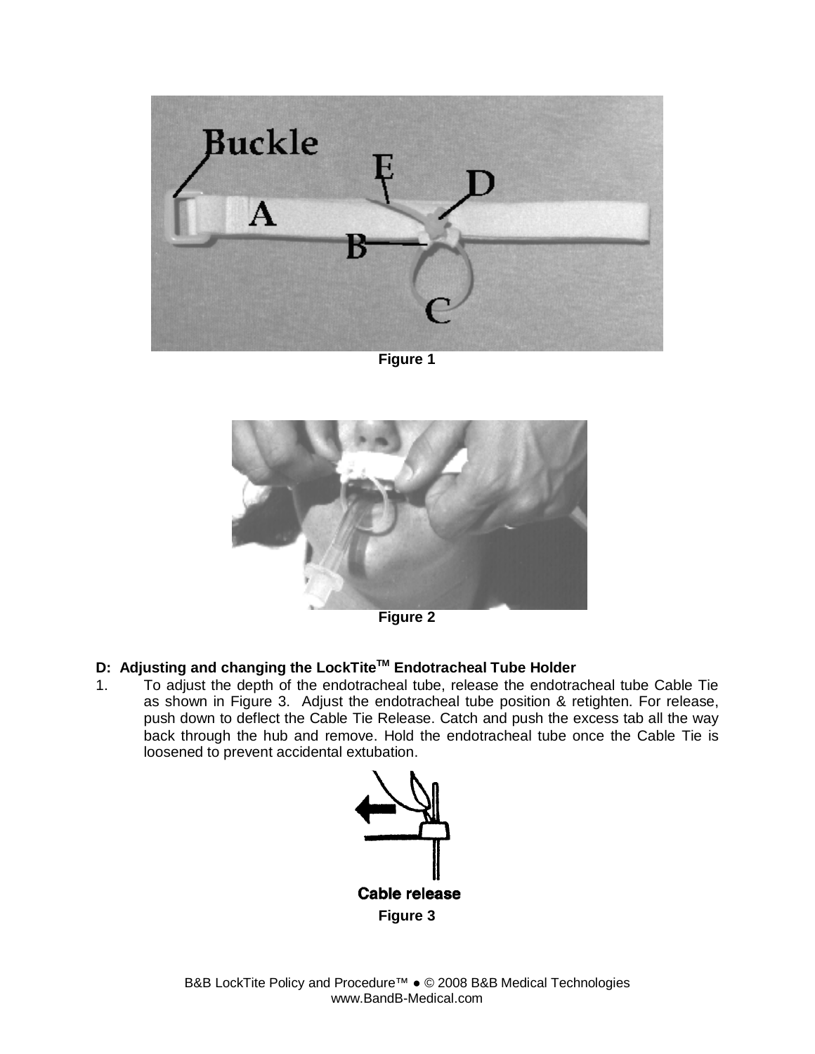Figure 1

Figure 2

**D: Adjusting and changing the LockTite™ Endotracheal Tube Holder**

1. To adjust the depth of the endotracheal tube, release the endotracheal tube Cable Tie as shown in Figure 3. Adjust the endotracheal tube position & retighten. For release, push down to deflect the Cable Tie Release. Catch and push the excess tab all the way back through the hub and remove. Hold the endotracheal tube once the Cable Tie is loosened to prevent accidental extubation.

Cable release

Figure 3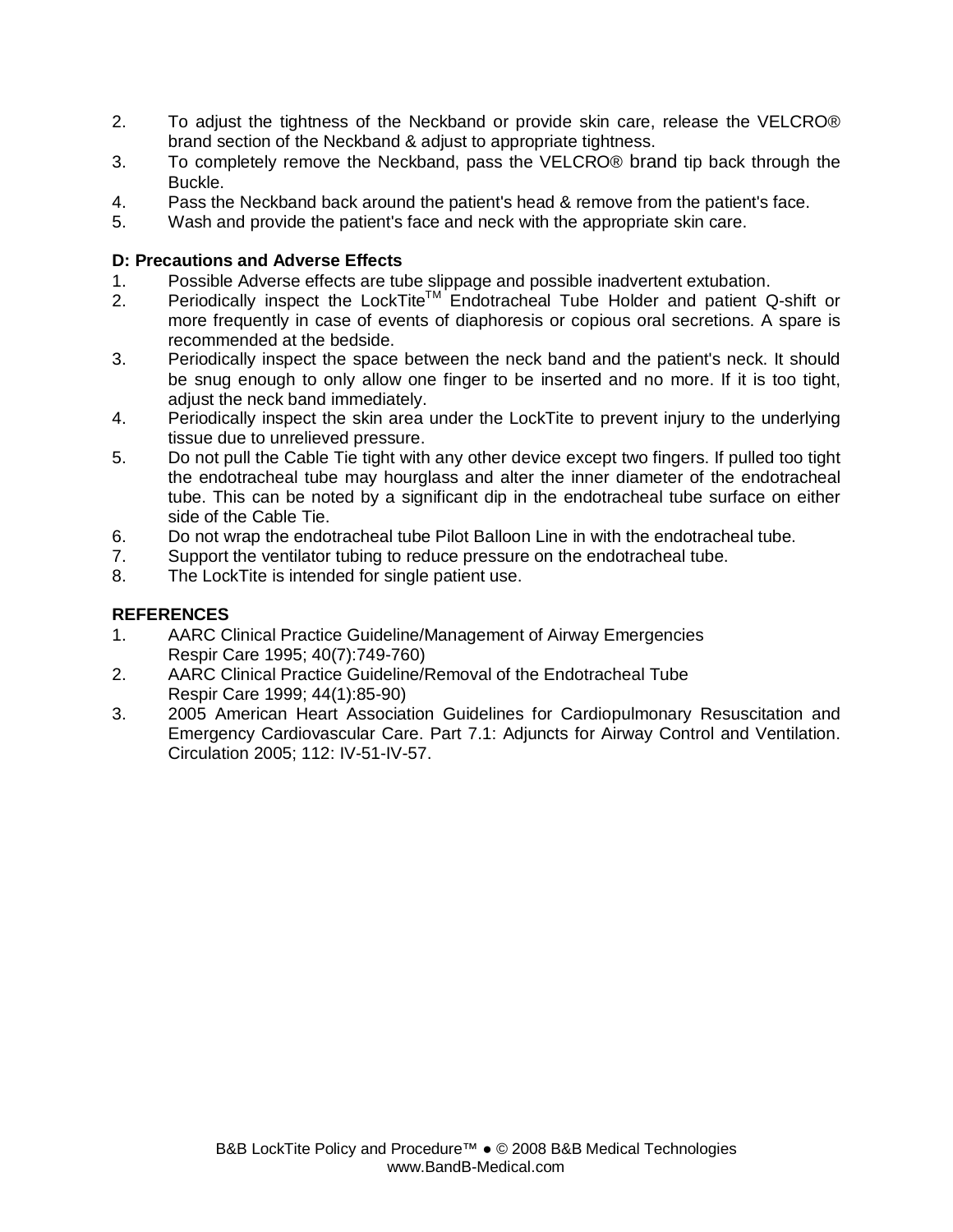2. To adjust the tightness of the Neckband or provide skin care, release the VELCRO® brand section of the Neckband & adjust to appropriate tightness.
3. To completely remove the Neckband, pass the VELCRO® brand tip back through the Buckle.
4. Pass the Neckband back around the patient's head & remove from the patient's face.
5. Wash and provide the patient's face and neck with the appropriate skin care.

**D: Precautions and Adverse Effects**

1. Possible Adverse effects are tube slippage and possible inadvertent extubation.
2. Periodically inspect the LockTite™ Endotracheal Tube Holder and patient Q-shift or more frequently in case of events of diaphoresis or copious oral secretions. A spare is recommended at the bedside.
3. Periodically inspect the space between the neck band and the patient's neck. It should be snug enough to only allow one finger to be inserted and no more. If it is too tight, adjust the neck band immediately.
4. Periodically inspect the skin area under the LockTite to prevent injury to the underlying tissue due to unrelieved pressure.
5. Do not pull the Cable Tie tight with any other device except two fingers. If pulled too tight the endotracheal tube may hourglass and alter the inner diameter of the endotracheal tube. This can be noted by a significant dip in the endotracheal tube surface on either side of the Cable Tie.
6. Do not wrap the endotracheal tube Pilot Balloon Line in with the endotracheal tube.
7. Support the ventilator tubing to reduce pressure on the endotracheal tube.
8. The LockTite is intended for single patient use.

**REFERENCES**

1. AARC Clinical Practice Guideline/Management of Airway Emergencies
   Respir Care 1995; 40(7):749-760)
2. AARC Clinical Practice Guideline/Removal of the Endotracheal Tube
   Respir Care 1999; 44(1):85-90)
3. 2005 American Heart Association Guidelines for Cardiopulmonary Resuscitation and Emergency Cardiovascular Care. Part 7.1: Adjuncts for Airway Control and Ventilation. Circulation 2005; 112: IV-51-IV-57.